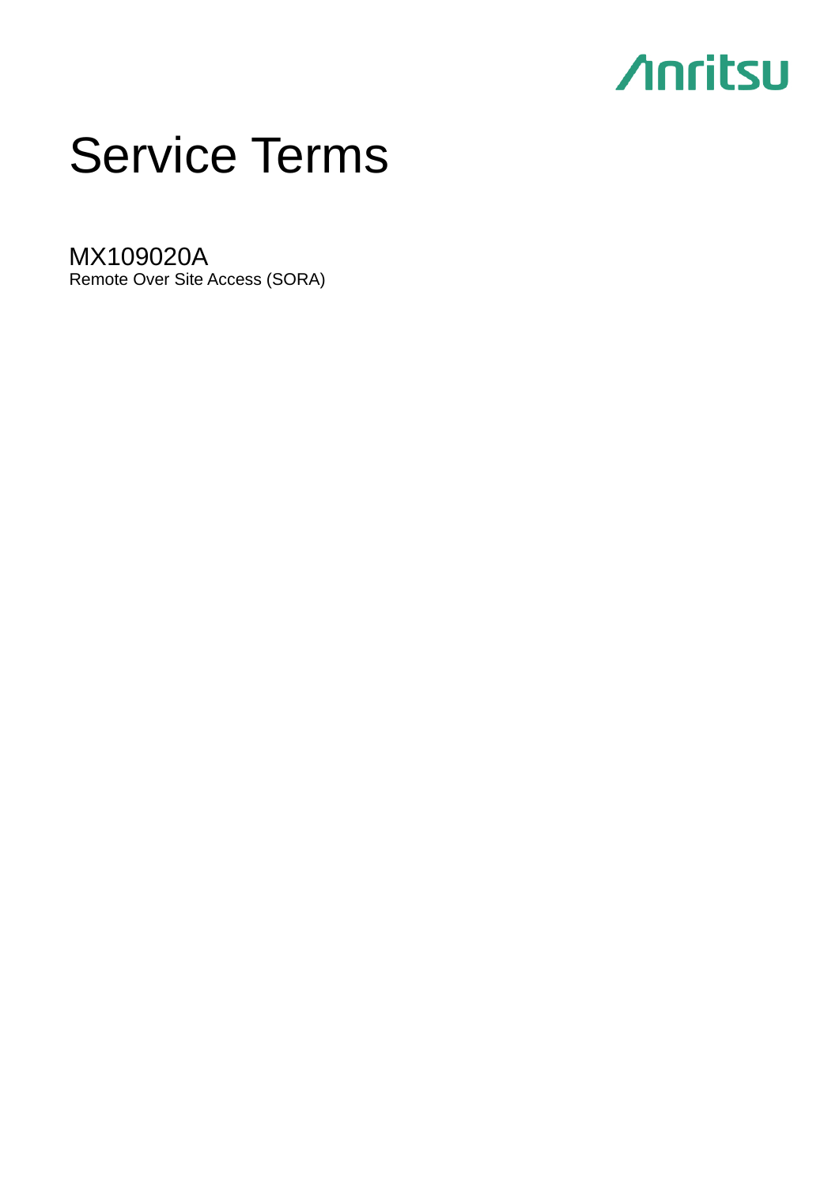Anritsu

# Service Terms

## MX109020A

Remote Over Site Access (SORA)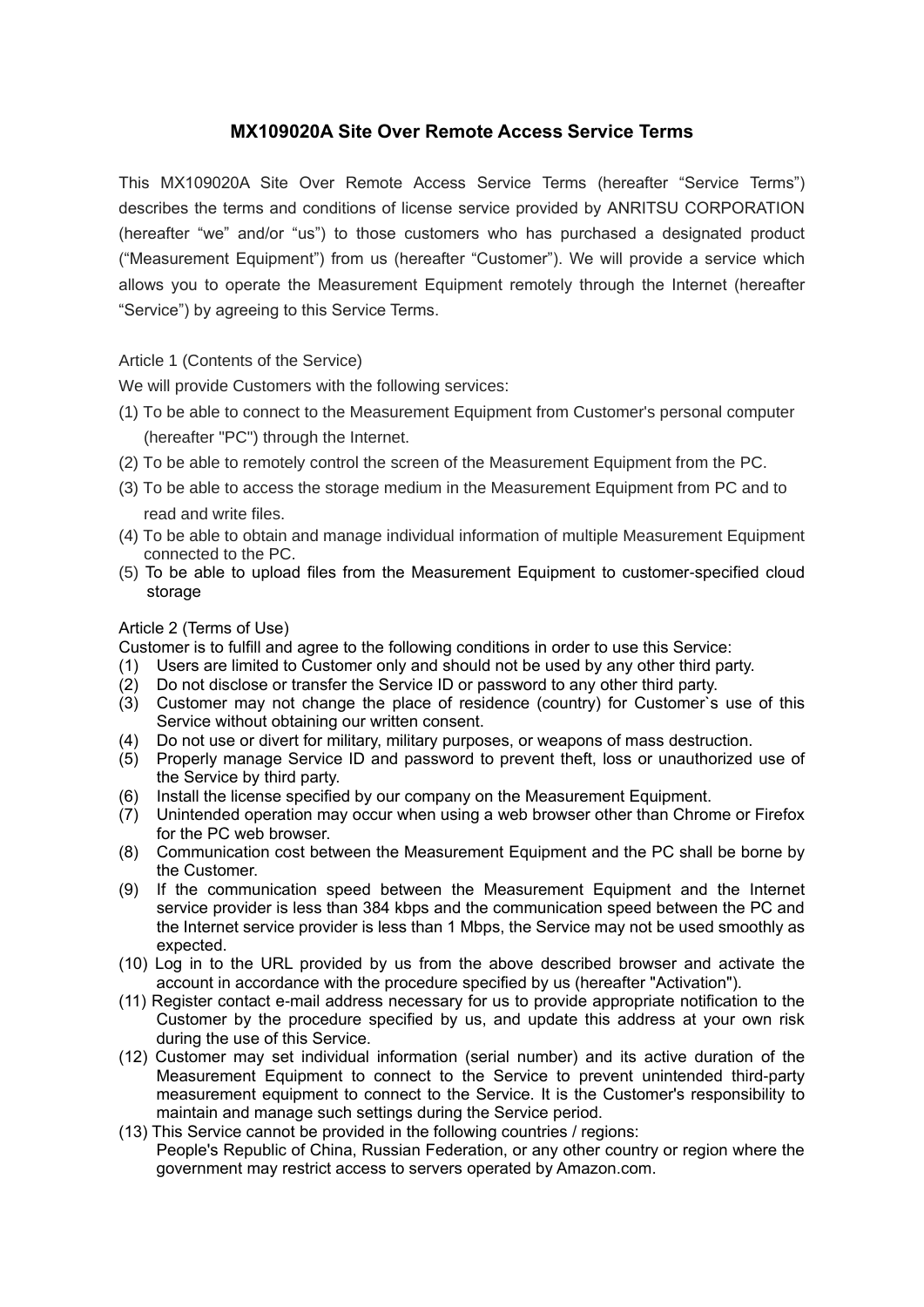# MX109020A Site Over Remote Access Service Terms

This MX109020A Site Over Remote Access Service Terms (hereafter "Service Terms") describes the terms and conditions of license service provided by ANRITSU CORPORATION (hereafter "we" and/or "us") to those customers who has purchased a designated product ("Measurement Equipment") from us (hereafter "Customer"). We will provide a service which allows you to operate the Measurement Equipment remotely through the Internet (hereafter "Service") by agreeing to this Service Terms.

Article 1 (Contents of the Service)

We will provide Customers with the following services:

(1) To be able to connect to the Measurement Equipment from Customer's personal computer (hereafter "PC") through the Internet.

(2) To be able to remotely control the screen of the Measurement Equipment from the PC.

(3) To be able to access the storage medium in the Measurement Equipment from PC and to read and write files.

(4) To be able to obtain and manage individual information of multiple Measurement Equipment connected to the PC.

(5) To be able to upload files from the Measurement Equipment to customer-specified cloud storage

Article 2 (Terms of Use)

Customer is to fulfill and agree to the following conditions in order to use this Service:

(1) Users are limited to Customer only and should not be used by any other third party.

(2) Do not disclose or transfer the Service ID or password to any other third party.

(3) Customer may not change the place of residence (country) for Customer`s use of this Service without obtaining our written consent.

(4) Do not use or divert for military, military purposes, or weapons of mass destruction.

(5) Properly manage Service ID and password to prevent theft, loss or unauthorized use of the Service by third party.

(6) Install the license specified by our company on the Measurement Equipment.

(7) Unintended operation may occur when using a web browser other than Chrome or Firefox for the PC web browser.

(8) Communication cost between the Measurement Equipment and the PC shall be borne by the Customer.

(9) If the communication speed between the Measurement Equipment and the Internet service provider is less than 384 kbps and the communication speed between the PC and the Internet service provider is less than 1 Mbps, the Service may not be used smoothly as expected.

(10) Log in to the URL provided by us from the above described browser and activate the account in accordance with the procedure specified by us (hereafter "Activation").

(11) Register contact e-mail address necessary for us to provide appropriate notification to the Customer by the procedure specified by us, and update this address at your own risk during the use of this Service.

(12) Customer may set individual information (serial number) and its active duration of the Measurement Equipment to connect to the Service to prevent unintended third-party measurement equipment to connect to the Service. It is the Customer's responsibility to maintain and manage such settings during the Service period.

(13) This Service cannot be provided in the following countries / regions:
People's Republic of China, Russian Federation, or any other country or region where the government may restrict access to servers operated by Amazon.com.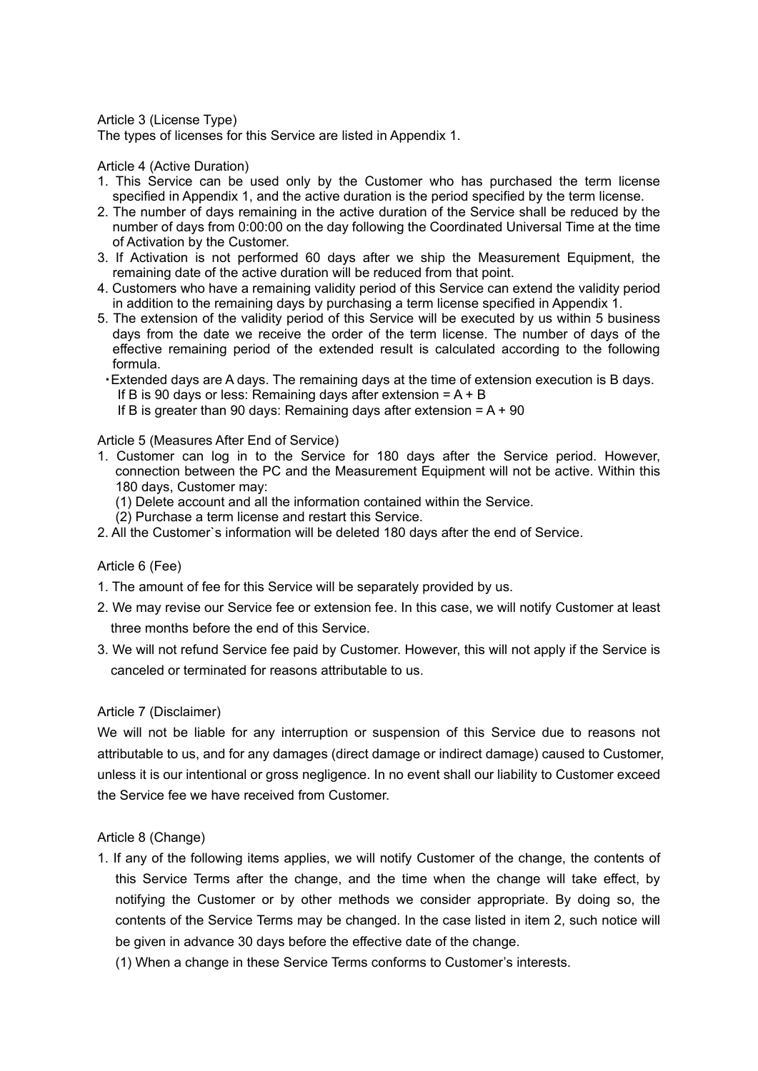Article 3 (License Type)

The types of licenses for this Service are listed in Appendix 1.

Article 4 (Active Duration)

1. This Service can be used only by the Customer who has purchased the term license specified in Appendix 1, and the active duration is the period specified by the term license.
2. The number of days remaining in the active duration of the Service shall be reduced by the number of days from 0:00:00 on the day following the Coordinated Universal Time at the time of Activation by the Customer.
3. If Activation is not performed 60 days after we ship the Measurement Equipment, the remaining date of the active duration will be reduced from that point.
4. Customers who have a remaining validity period of this Service can extend the validity period in addition to the remaining days by purchasing a term license specified in Appendix 1.
5. The extension of the validity period of this Service will be executed by us within 5 business days from the date we receive the order of the term license. The number of days of the effective remaining period of the extended result is calculated according to the following formula.
   - ・Extended days are A days. The remaining days at the time of extension execution is B days.
     If B is 90 days or less: Remaining days after extension = A + B
     If B is greater than 90 days: Remaining days after extension = A + 90

Article 5 (Measures After End of Service)

1. Customer can log in to the Service for 180 days after the Service period. However, connection between the PC and the Measurement Equipment will not be active. Within this 180 days, Customer may:
   (1) Delete account and all the information contained within the Service.
   (2) Purchase a term license and restart this Service.
2. All the Customer`s information will be deleted 180 days after the end of Service.

Article 6 (Fee)

1. The amount of fee for this Service will be separately provided by us.
2. We may revise our Service fee or extension fee. In this case, we will notify Customer at least three months before the end of this Service.
3. We will not refund Service fee paid by Customer. However, this will not apply if the Service is canceled or terminated for reasons attributable to us.

Article 7 (Disclaimer)

We will not be liable for any interruption or suspension of this Service due to reasons not attributable to us, and for any damages (direct damage or indirect damage) caused to Customer, unless it is our intentional or gross negligence. In no event shall our liability to Customer exceed the Service fee we have received from Customer.

Article 8 (Change)

1. If any of the following items applies, we will notify Customer of the change, the contents of this Service Terms after the change, and the time when the change will take effect, by notifying the Customer or by other methods we consider appropriate. By doing so, the contents of the Service Terms may be changed. In the case listed in item 2, such notice will be given in advance 30 days before the effective date of the change.
   (1) When a change in these Service Terms conforms to Customer's interests.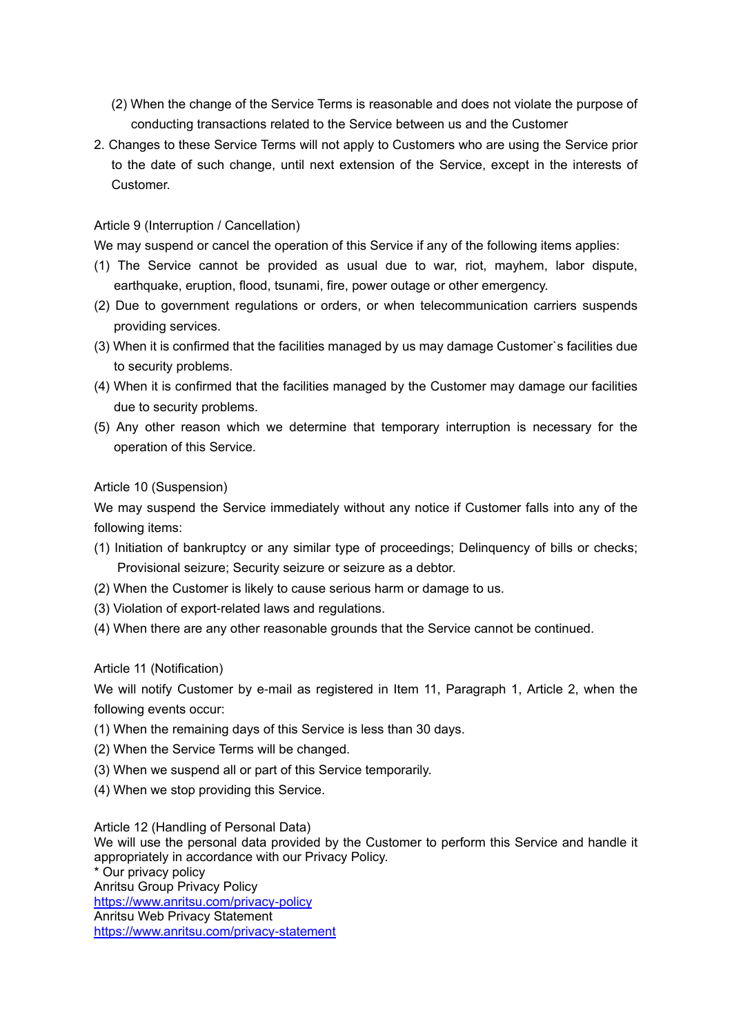(2) When the change of the Service Terms is reasonable and does not violate the purpose of conducting transactions related to the Service between us and the Customer

2. Changes to these Service Terms will not apply to Customers who are using the Service prior to the date of such change, until next extension of the Service, except in the interests of Customer.

Article 9 (Interruption / Cancellation)

We may suspend or cancel the operation of this Service if any of the following items applies:

(1) The Service cannot be provided as usual due to war, riot, mayhem, labor dispute, earthquake, eruption, flood, tsunami, fire, power outage or other emergency.

(2) Due to government regulations or orders, or when telecommunication carriers suspends providing services.

(3) When it is confirmed that the facilities managed by us may damage Customer`s facilities due to security problems.

(4) When it is confirmed that the facilities managed by the Customer may damage our facilities due to security problems.

(5) Any other reason which we determine that temporary interruption is necessary for the operation of this Service.

Article 10 (Suspension)

We may suspend the Service immediately without any notice if Customer falls into any of the following items:

(1) Initiation of bankruptcy or any similar type of proceedings; Delinquency of bills or checks; Provisional seizure; Security seizure or seizure as a debtor.

(2) When the Customer is likely to cause serious harm or damage to us.

(3) Violation of export-related laws and regulations.

(4) When there are any other reasonable grounds that the Service cannot be continued.

Article 11 (Notification)

We will notify Customer by e-mail as registered in Item 11, Paragraph 1, Article 2, when the following events occur:

(1) When the remaining days of this Service is less than 30 days.

(2) When the Service Terms will be changed.

(3) When we suspend all or part of this Service temporarily.

(4) When we stop providing this Service.

Article 12 (Handling of Personal Data)

We will use the personal data provided by the Customer to perform this Service and handle it appropriately in accordance with our Privacy Policy.

* Our privacy policy
Anritsu Group Privacy Policy
https://www.anritsu.com/privacy-policy
Anritsu Web Privacy Statement
https://www.anritsu.com/privacy-statement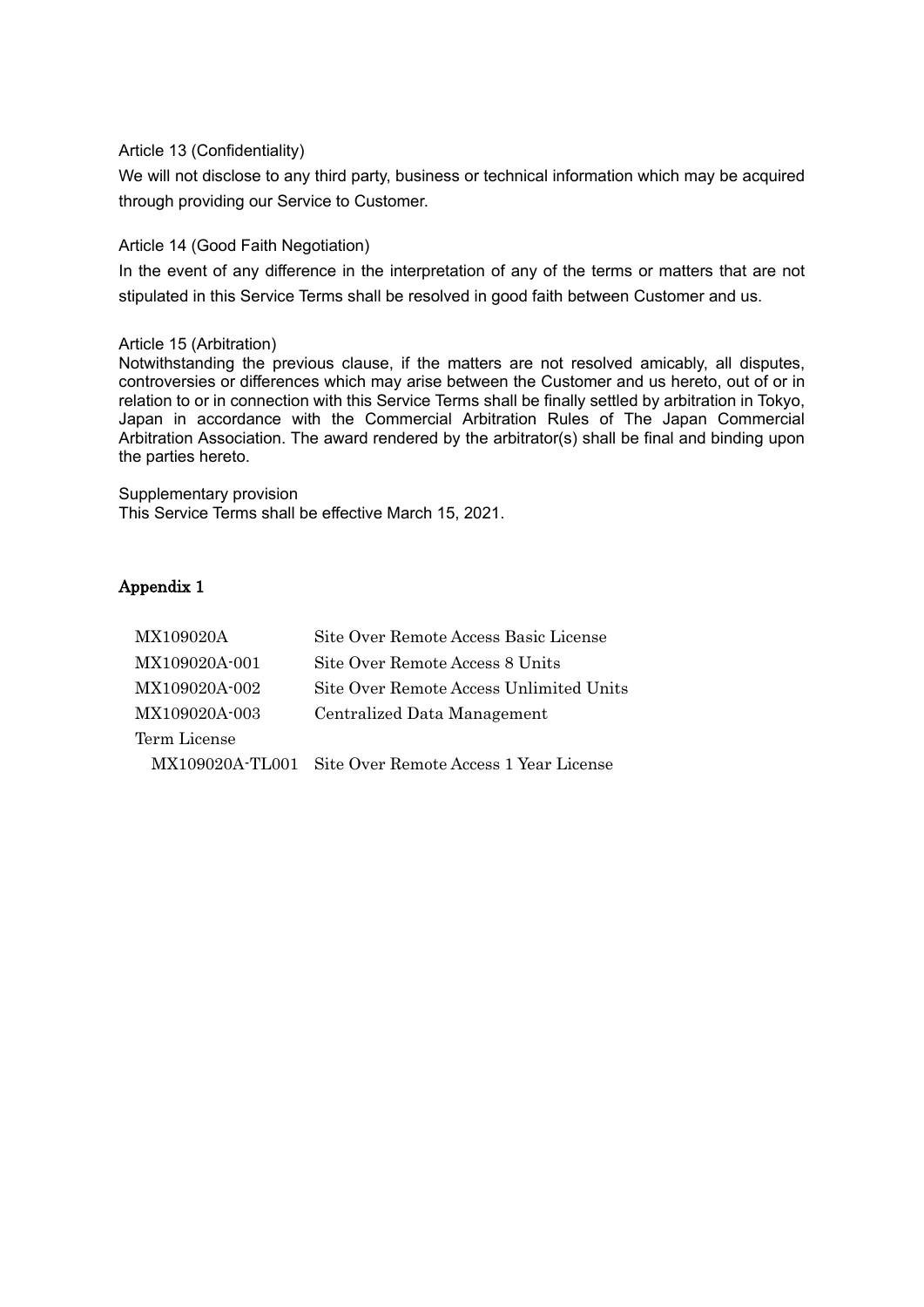Article 13 (Confidentiality)

We will not disclose to any third party, business or technical information which may be acquired through providing our Service to Customer.

Article 14 (Good Faith Negotiation)

In the event of any difference in the interpretation of any of the terms or matters that are not stipulated in this Service Terms shall be resolved in good faith between Customer and us.

Article 15 (Arbitration)

Notwithstanding the previous clause, if the matters are not resolved amicably, all disputes, controversies or differences which may arise between the Customer and us hereto, out of or in relation to or in connection with this Service Terms shall be finally settled by arbitration in Tokyo, Japan in accordance with the Commercial Arbitration Rules of The Japan Commercial Arbitration Association. The award rendered by the arbitrator(s) shall be final and binding upon the parties hereto.

Supplementary provision

This Service Terms shall be effective March 15, 2021.

**Appendix 1**

| | |
|---|---|
| MX109020A | Site Over Remote Access Basic License |
| MX109020A-001 | Site Over Remote Access 8 Units |
| MX109020A-002 | Site Over Remote Access Unlimited Units |
| MX109020A-003 | Centralized Data Management |
| Term License | |
| MX109020A-TL001 | Site Over Remote Access 1 Year License |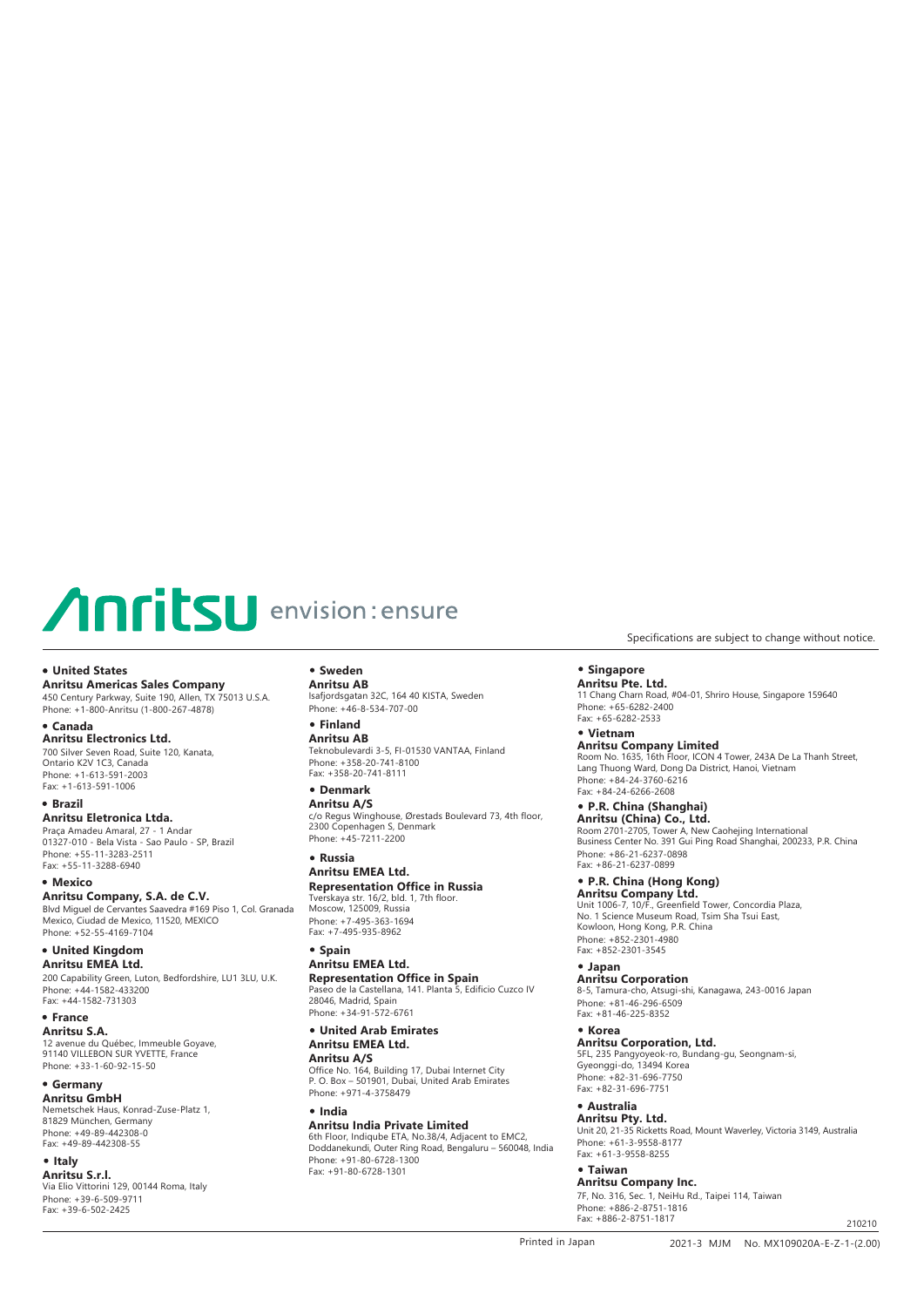Anritsu envision : ensure

Specifications are subject to change without notice.

**• United States**
**Anritsu Americas Sales Company**
450 Century Parkway, Suite 190, Allen, TX 75013 U.S.A.
Phone: +1-800-Anritsu (1-800-267-4878)

**• Canada**
**Anritsu Electronics Ltd.**
700 Silver Seven Road, Suite 120, Kanata,
Ontario K2V 1C3, Canada
Phone: +1-613-591-2003
Fax: +1-613-591-1006

**• Brazil**
**Anritsu Eletronica Ltda.**
Praça Amadeu Amaral, 27 - 1 Andar
01327-010 - Bela Vista - Sao Paulo - SP, Brazil
Phone: +55-11-3283-2511
Fax: +55-11-3288-6940

**• Mexico**
**Anritsu Company, S.A. de C.V.**
Blvd Miguel de Cervantes Saavedra #169 Piso 1, Col. Granada
Mexico, Ciudad de Mexico, 11520, MEXICO
Phone: +52-55-4169-7104

**• United Kingdom**
**Anritsu EMEA Ltd.**
200 Capability Green, Luton, Bedfordshire, LU1 3LU, U.K.
Phone: +44-1582-433200
Fax: +44-1582-731303

**• France**
**Anritsu S.A.**
12 avenue du Québec, Immeuble Goyave,
91140 VILLEBON SUR YVETTE, France
Phone: +33-1-60-92-15-50

**• Germany**
**Anritsu GmbH**
Nemetschek Haus, Konrad-Zuse-Platz 1,
81829 München, Germany
Phone: +49-89-442308-0
Fax: +49-89-442308-55

**• Italy**
**Anritsu S.r.l.**
Via Elio Vittorini 129, 00144 Roma, Italy
Phone: +39-6-509-9711
Fax: +39-6-502-2425

**• Sweden**
**Anritsu AB**
Isafjordsgatan 32C, 164 40 KISTA, Sweden
Phone: +46-8-534-707-00

**• Finland**
**Anritsu AB**
Teknobulevardi 3-5, FI-01530 VANTAA, Finland
Phone: +358-20-741-8100
Fax: +358-20-741-8111

**• Denmark**
**Anritsu A/S**
c/o Regus Winghouse, Ørestads Boulevard 73, 4th floor,
2300 Copenhagen S, Denmark
Phone: +45-7211-2200

**• Russia**
**Anritsu EMEA Ltd.**
**Representation Office in Russia**
Tverskaya str. 16/2, bld. 1, 7th floor.
Moscow, 125009, Russia
Phone: +7-495-363-1694
Fax: +7-495-935-8962

**• Spain**
**Anritsu EMEA Ltd.**
**Representation Office in Spain**
Paseo de la Castellana, 141. Planta 5, Edificio Cuzco IV
28046, Madrid, Spain
Phone: +34-91-572-6761

**• United Arab Emirates**
**Anritsu EMEA Ltd.**
**Anritsu A/S**
Office No. 164, Building 17, Dubai Internet City
P. O. Box – 501901, Dubai, United Arab Emirates
Phone: +971-4-3758479

**• India**
**Anritsu India Private Limited**
6th Floor, Indiqube ETA, No.38/4, Adjacent to EMC2,
Doddanekundi, Outer Ring Road, Bengaluru – 560048, India
Phone: +91-80-6728-1300
Fax: +91-80-6728-1301

**• Singapore**
**Anritsu Pte. Ltd.**
11 Chang Charn Road, #04-01, Shriro House, Singapore 159640
Phone: +65-6282-2400
Fax: +65-6282-2533

**• Vietnam**
**Anritsu Company Limited**
Room No. 1635, 16th Floor, ICON 4 Tower, 243A De La Thanh Street,
Lang Thuong Ward, Dong Da District, Hanoi, Vietnam
Phone: +84-24-3760-6216
Fax: +84-24-6266-2608

**• P.R. China (Shanghai)**
**Anritsu (China) Co., Ltd.**
Room 2701-2705, Tower A, New Caohejing International
Business Center No. 391 Gui Ping Road Shanghai, 200233, P.R. China
Phone: +86-21-6237-0898
Fax: +86-21-6237-0899

**• P.R. China (Hong Kong)**
**Anritsu Company Ltd.**
Unit 1006-7, 10/F., Greenfield Tower, Concordia Plaza,
No. 1 Science Museum Road, Tsim Sha Tsui East,
Kowloon, Hong Kong, P.R. China
Phone: +852-2301-4980
Fax: +852-2301-3545

**• Japan**
**Anritsu Corporation**
8-5, Tamura-cho, Atsugi-shi, Kanagawa, 243-0016 Japan
Phone: +81-46-296-6509
Fax: +81-46-225-8352

**• Korea**
**Anritsu Corporation, Ltd.**
5FL, 235 Pangyoyeok-ro, Bundang-gu, Seongnam-si,
Gyeonggi-do, 13494 Korea
Phone: +82-31-696-7750
Fax: +82-31-696-7751

**• Australia**
**Anritsu Pty. Ltd.**
Unit 20, 21-35 Ricketts Road, Mount Waverley, Victoria 3149, Australia
Phone: +61-3-9558-8177
Fax: +61-3-9558-8255

**• Taiwan**
**Anritsu Company Inc.**
7F, No. 316, Sec. 1, NeiHu Rd., Taipei 114, Taiwan
Phone: +886-2-8751-1816
Fax: +886-2-8751-1817

210210

Printed in Japan 2021-3 MJM No. MX109020A-E-Z-1-(2.00)